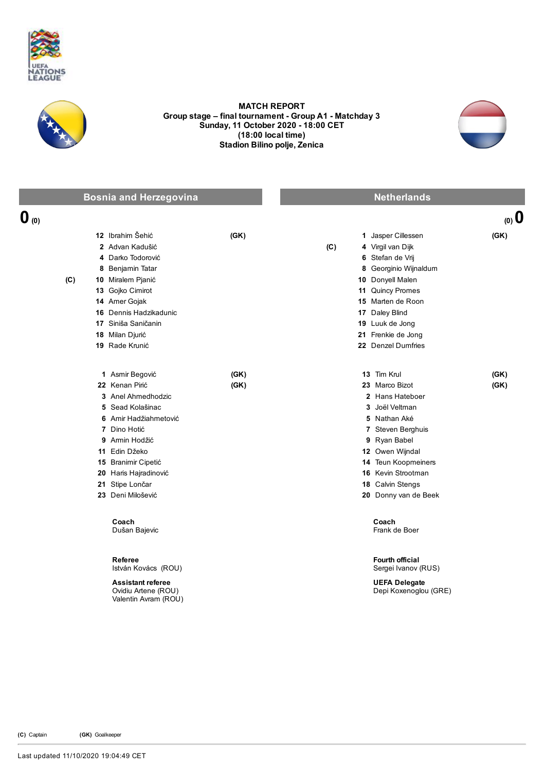UEFA NATIONS LEAGUE

**MATCH REPORT**
**Group stage – final tournament - Group A1 - Matchday 3**
**Sunday, 11 October 2020 - 18:00 CET**
**(18:00 local time)**
**Stadion Bilino polje, Zenica**

## Bosnia and Herzegovina

**0** (0)

| | No. | Player | |
|---|---|---|---|
| | 12 | Ibrahim Šehić | (GK) |
| | 2 | Advan Kadušić | |
| | 4 | Darko Todorović | |
| | 8 | Benjamin Tatar | |
| (C) | 10 | Miralem Pjanić | |
| | 13 | Gojko Cimirot | |
| | 14 | Amer Gojak | |
| | 16 | Dennis Hadzikadunic | |
| | 17 | Siniša Saničanin | |
| | 18 | Milan Djurić | |
| | 19 | Rade Krunić | |

| No. | Player | |
|---|---|---|
| 1 | Asmir Begović | (GK) |
| 22 | Kenan Pirić | (GK) |
| 3 | Anel Ahmedhodzic | |
| 5 | Sead Kolašinac | |
| 6 | Amir Hadžiahmetović | |
| 7 | Dino Hotić | |
| 9 | Armin Hodžić | |
| 11 | Edin Džeko | |
| 15 | Branimir Cipetić | |
| 20 | Haris Hajradinović | |
| 21 | Stipe Lončar | |
| 23 | Deni Milošević | |

**Coach**
Dušan Bajevic

## Netherlands

(0) **0**

| | No. | Player | |
|---|---|---|---|
| | 1 | Jasper Cillessen | (GK) |
| (C) | 4 | Virgil van Dijk | |
| | 6 | Stefan de Vrij | |
| | 8 | Georginio Wijnaldum | |
| | 10 | Donyell Malen | |
| | 11 | Quincy Promes | |
| | 15 | Marten de Roon | |
| | 17 | Daley Blind | |
| | 19 | Luuk de Jong | |
| | 21 | Frenkie de Jong | |
| | 22 | Denzel Dumfries | |

| No. | Player | |
|---|---|---|
| 13 | Tim Krul | (GK) |
| 23 | Marco Bizot | (GK) |
| 2 | Hans Hateboer | |
| 3 | Joël Veltman | |
| 5 | Nathan Aké | |
| 7 | Steven Berghuis | |
| 9 | Ryan Babel | |
| 12 | Owen Wijndal | |
| 14 | Teun Koopmeiners | |
| 16 | Kevin Strootman | |
| 18 | Calvin Stengs | |
| 20 | Donny van de Beek | |

**Coach**
Frank de Boer

**Referee**
István Kovács (ROU)

**Assistant referee**
Ovidiu Artene (ROU)
Valentin Avram (ROU)

**Fourth official**
Sergei Ivanov (RUS)

**UEFA Delegate**
Depi Koxenoglou (GRE)

**(C)** Captain **(GK)** Goalkeeper

Last updated 11/10/2020 19:04:49 CET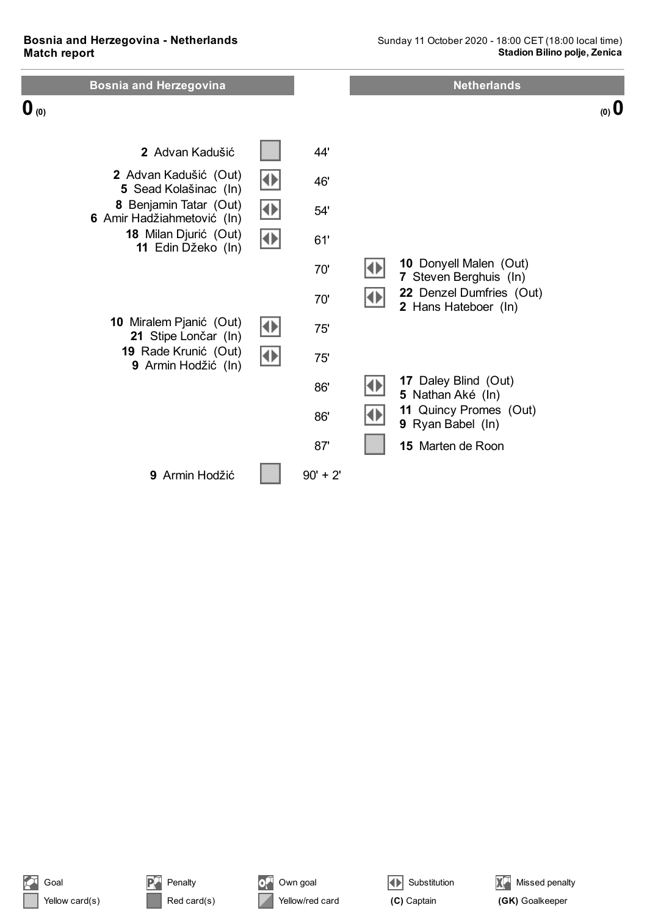**Bosnia and Herzegovina - Netherlands**
**Match report**

Sunday 11 October 2020 - 18:00 CET (18:00 local time)
**Stadion Bilino polje, Zenica**

| Bosnia and Herzegovina | | Minute | | Netherlands |
|---|---|---|---|---|
| **0** (0) | | | | (0) **0** |
| **2** Advan Kadušić | Yellow card | 44' | | |
| **2** Advan Kadušić (Out) / **5** Sead Kolašinac (In) | Substitution | 46' | | |
| **8** Benjamin Tatar (Out) / **6** Amir Hadžiahmetović (In) | Substitution | 54' | | |
| **18** Milan Djurić (Out) / **11** Edin Džeko (In) | Substitution | 61' | | |
| | | 70' | Substitution | **10** Donyell Malen (Out) / **7** Steven Berghuis (In) |
| | | 70' | Substitution | **22** Denzel Dumfries (Out) / **2** Hans Hateboer (In) |
| **10** Miralem Pjanić (Out) / **21** Stipe Lončar (In) | Substitution | 75' | | |
| **19** Rade Krunić (Out) / **9** Armin Hodžić (In) | Substitution | 75' | | |
| | | 86' | Substitution | **17** Daley Blind (Out) / **5** Nathan Aké (In) |
| | | 86' | Substitution | **11** Quincy Promes (Out) / **9** Ryan Babel (In) |
| | | 87' | Yellow card | **15** Marten de Roon |
| **9** Armin Hodžić | Yellow card | 90' + 2' | | |

Goal | Penalty | Own goal | Substitution | Missed penalty
Yellow card(s) | Red card(s) | Yellow/red card | **(C)** Captain | **(GK)** Goalkeeper